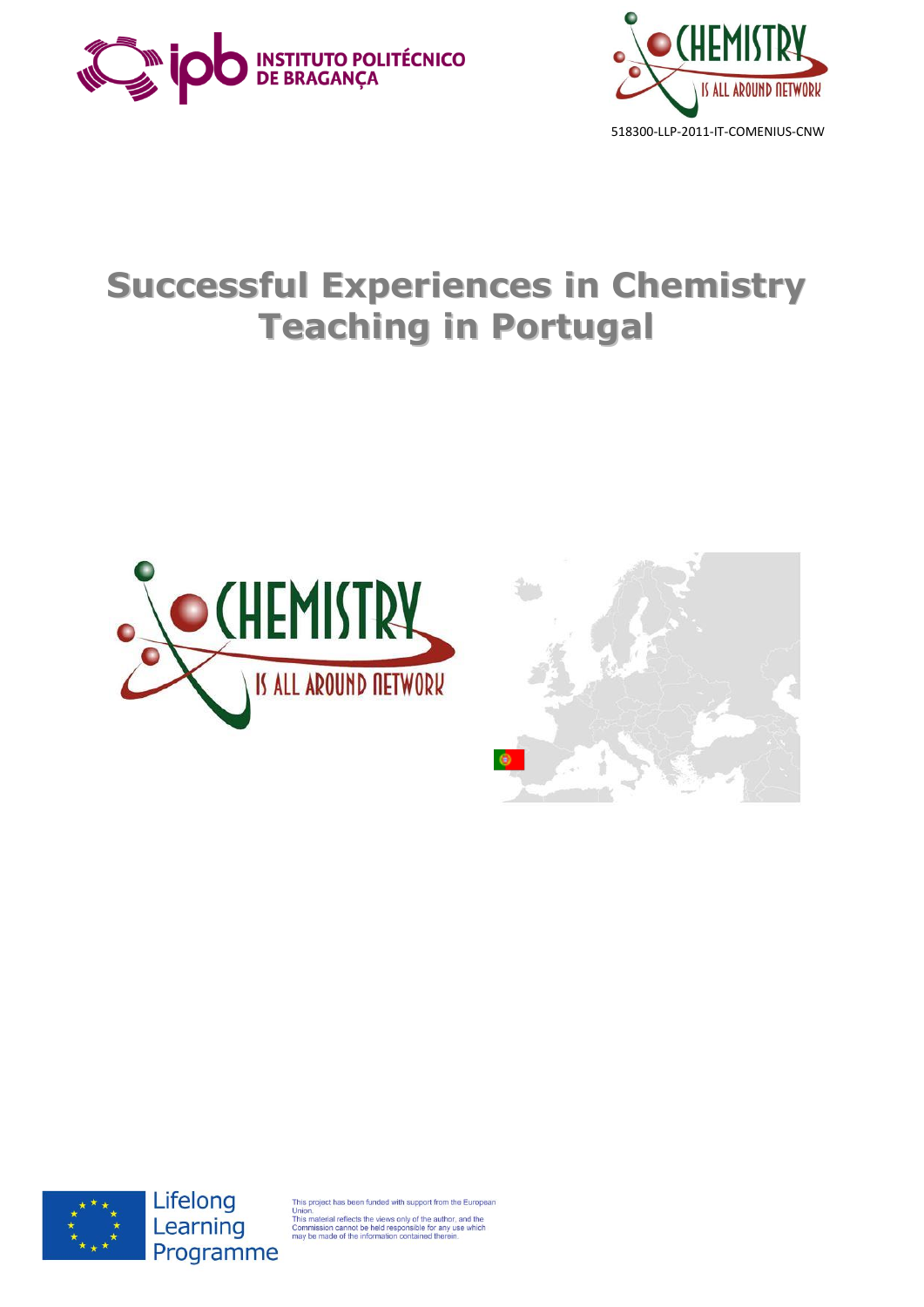INSTITUTO POLITÉCNICO DE BRAGANÇA

518300-LLP-2011-IT-COMENIUS-CNW

# Successful Experiences in Chemistry Teaching in Portugal

Lifelong Learning Programme

This project has been funded with support from the European Union.
This material reflects the views only of the author, and the Commission cannot be held responsible for any use which may be made of the information contained therein.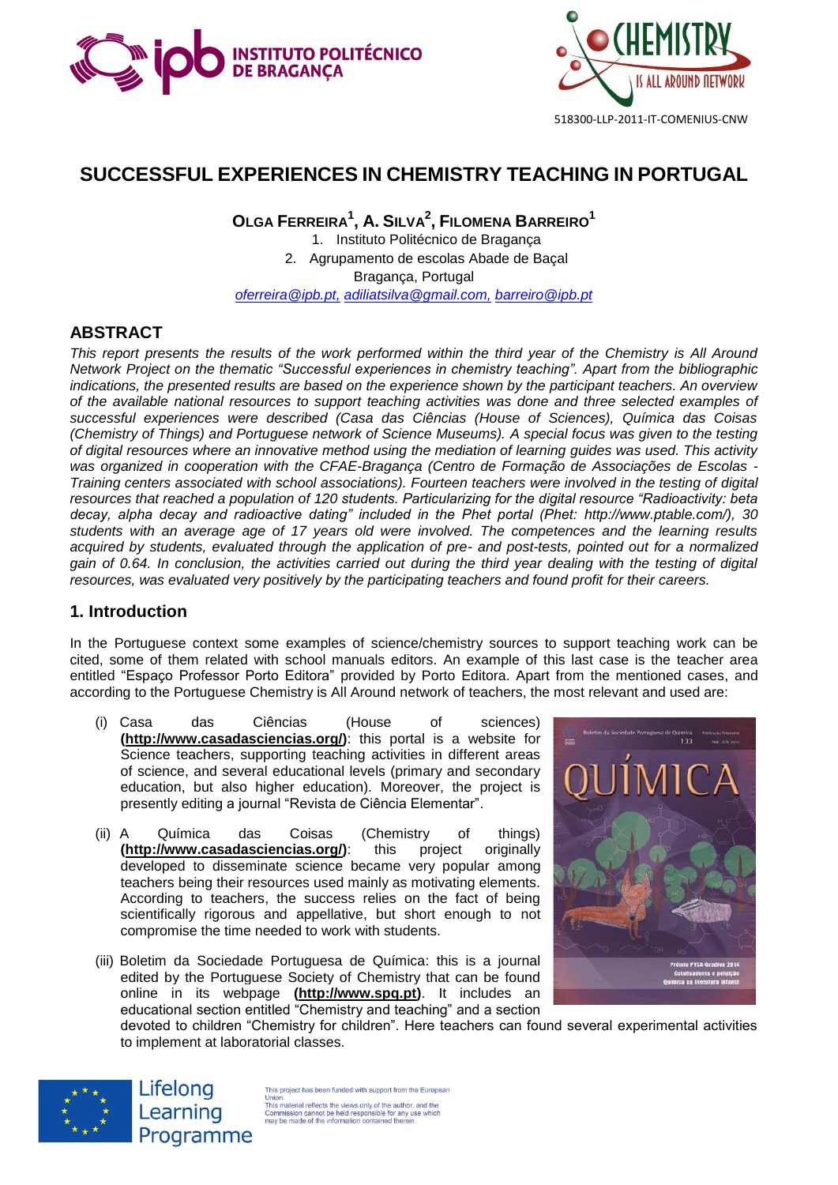# SUCCESSFUL EXPERIENCES IN CHEMISTRY TEACHING IN PORTUGAL

**Olga Ferreira[1], A. Silva[2], Filomena Barreiro[1]**

1. Instituto Politécnico de Bragança
2. Agrupamento de escolas Abade de Baçal

Bragança, Portugal

*oferreira@ipb.pt, adiliatsilva@gmail.com, barreiro@ipb.pt*

## ABSTRACT

*This report presents the results of the work performed within the third year of the Chemistry is All Around Network Project on the thematic "Successful experiences in chemistry teaching". Apart from the bibliographic indications, the presented results are based on the experience shown by the participant teachers. An overview of the available national resources to support teaching activities was done and three selected examples of successful experiences were described (Casa das Ciências (House of Sciences), Química das Coisas (Chemistry of Things) and Portuguese network of Science Museums). A special focus was given to the testing of digital resources where an innovative method using the mediation of learning guides was used. This activity was organized in cooperation with the CFAE-Bragança (Centro de Formação de Associações de Escolas - Training centers associated with school associations). Fourteen teachers were involved in the testing of digital resources that reached a population of 120 students. Particularizing for the digital resource "Radioactivity: beta decay, alpha decay and radioactive dating" included in the Phet portal (Phet: http://www.ptable.com/), 30 students with an average age of 17 years old were involved. The competences and the learning results acquired by students, evaluated through the application of pre- and post-tests, pointed out for a normalized gain of 0.64. In conclusion, the activities carried out during the third year dealing with the testing of digital resources, was evaluated very positively by the participating teachers and found profit for their careers.*

## 1. Introduction

In the Portuguese context some examples of science/chemistry sources to support teaching work can be cited, some of them related with school manuals editors. An example of this last case is the teacher area entitled "Espaço Professor Porto Editora" provided by Porto Editora. Apart from the mentioned cases, and according to the Portuguese Chemistry is All Around network of teachers, the most relevant and used are:

(i) Casa das Ciências (House of sciences) **(http://www.casadasciencias.org/)**: this portal is a website for Science teachers, supporting teaching activities in different areas of science, and several educational levels (primary and secondary education, but also higher education). Moreover, the project is presently editing a journal "Revista de Ciência Elementar".

(ii) A Química das Coisas (Chemistry of things) **(http://www.casadasciencias.org/)**: this project originally developed to disseminate science became very popular among teachers being their resources used mainly as motivating elements. According to teachers, the success relies on the fact of being scientifically rigorous and appellative, but short enough to not compromise the time needed to work with students.

(iii) Boletim da Sociedade Portuguesa de Química: this is a journal edited by the Portuguese Society of Chemistry that can be found online in its webpage **(http://www.spq.pt)**. It includes an educational section entitled "Chemistry and teaching" and a section devoted to children "Chemistry for children". Here teachers can found several experimental activities to implement at laboratorial classes.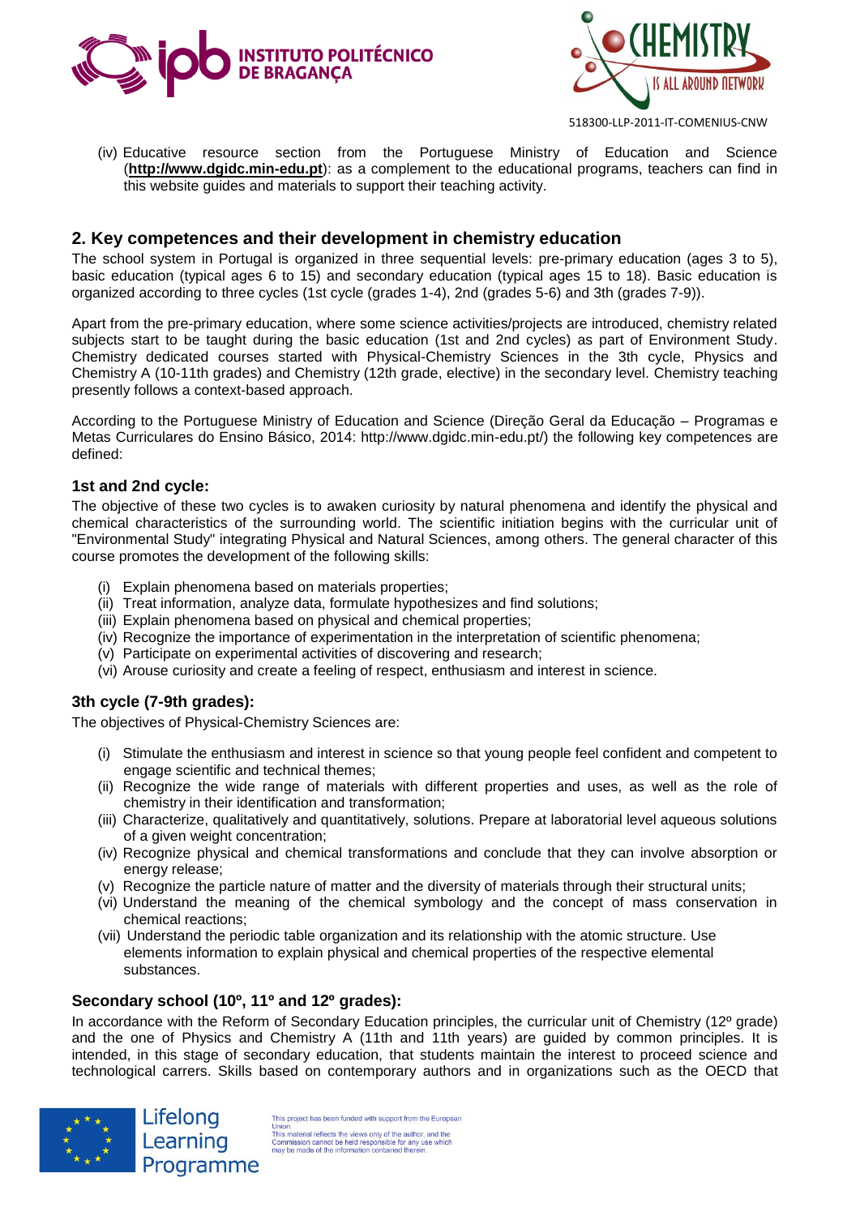(iv) Educative resource section from the Portuguese Ministry of Education and Science (**http://www.dgidc.min-edu.pt**): as a complement to the educational programs, teachers can find in this website guides and materials to support their teaching activity.

## 2. Key competences and their development in chemistry education

The school system in Portugal is organized in three sequential levels: pre-primary education (ages 3 to 5), basic education (typical ages 6 to 15) and secondary education (typical ages 15 to 18). Basic education is organized according to three cycles (1st cycle (grades 1-4), 2nd (grades 5-6) and 3th (grades 7-9)).

Apart from the pre-primary education, where some science activities/projects are introduced, chemistry related subjects start to be taught during the basic education (1st and 2nd cycles) as part of Environment Study. Chemistry dedicated courses started with Physical-Chemistry Sciences in the 3th cycle, Physics and Chemistry A (10-11th grades) and Chemistry (12th grade, elective) in the secondary level. Chemistry teaching presently follows a context-based approach.

According to the Portuguese Ministry of Education and Science (Direção Geral da Educação – Programas e Metas Curriculares do Ensino Básico, 2014: http://www.dgidc.min-edu.pt/) the following key competences are defined:

### 1st and 2nd cycle:

The objective of these two cycles is to awaken curiosity by natural phenomena and identify the physical and chemical characteristics of the surrounding world. The scientific initiation begins with the curricular unit of "Environmental Study" integrating Physical and Natural Sciences, among others. The general character of this course promotes the development of the following skills:

(i) Explain phenomena based on materials properties;
(ii) Treat information, analyze data, formulate hypothesizes and find solutions;
(iii) Explain phenomena based on physical and chemical properties;
(iv) Recognize the importance of experimentation in the interpretation of scientific phenomena;
(v) Participate on experimental activities of discovering and research;
(vi) Arouse curiosity and create a feeling of respect, enthusiasm and interest in science.

### 3th cycle (7-9th grades):

The objectives of Physical-Chemistry Sciences are:

(i) Stimulate the enthusiasm and interest in science so that young people feel confident and competent to engage scientific and technical themes;
(ii) Recognize the wide range of materials with different properties and uses, as well as the role of chemistry in their identification and transformation;
(iii) Characterize, qualitatively and quantitatively, solutions. Prepare at laboratorial level aqueous solutions of a given weight concentration;
(iv) Recognize physical and chemical transformations and conclude that they can involve absorption or energy release;
(v) Recognize the particle nature of matter and the diversity of materials through their structural units;
(vi) Understand the meaning of the chemical symbology and the concept of mass conservation in chemical reactions;
(vii) Understand the periodic table organization and its relationship with the atomic structure. Use elements information to explain physical and chemical properties of the respective elemental substances.

### Secondary school (10º, 11º and 12º grades):

In accordance with the Reform of Secondary Education principles, the curricular unit of Chemistry (12º grade) and the one of Physics and Chemistry A (11th and 11th years) are guided by common principles. It is intended, in this stage of secondary education, that students maintain the interest to proceed science and technological carrers. Skills based on contemporary authors and in organizations such as the OECD that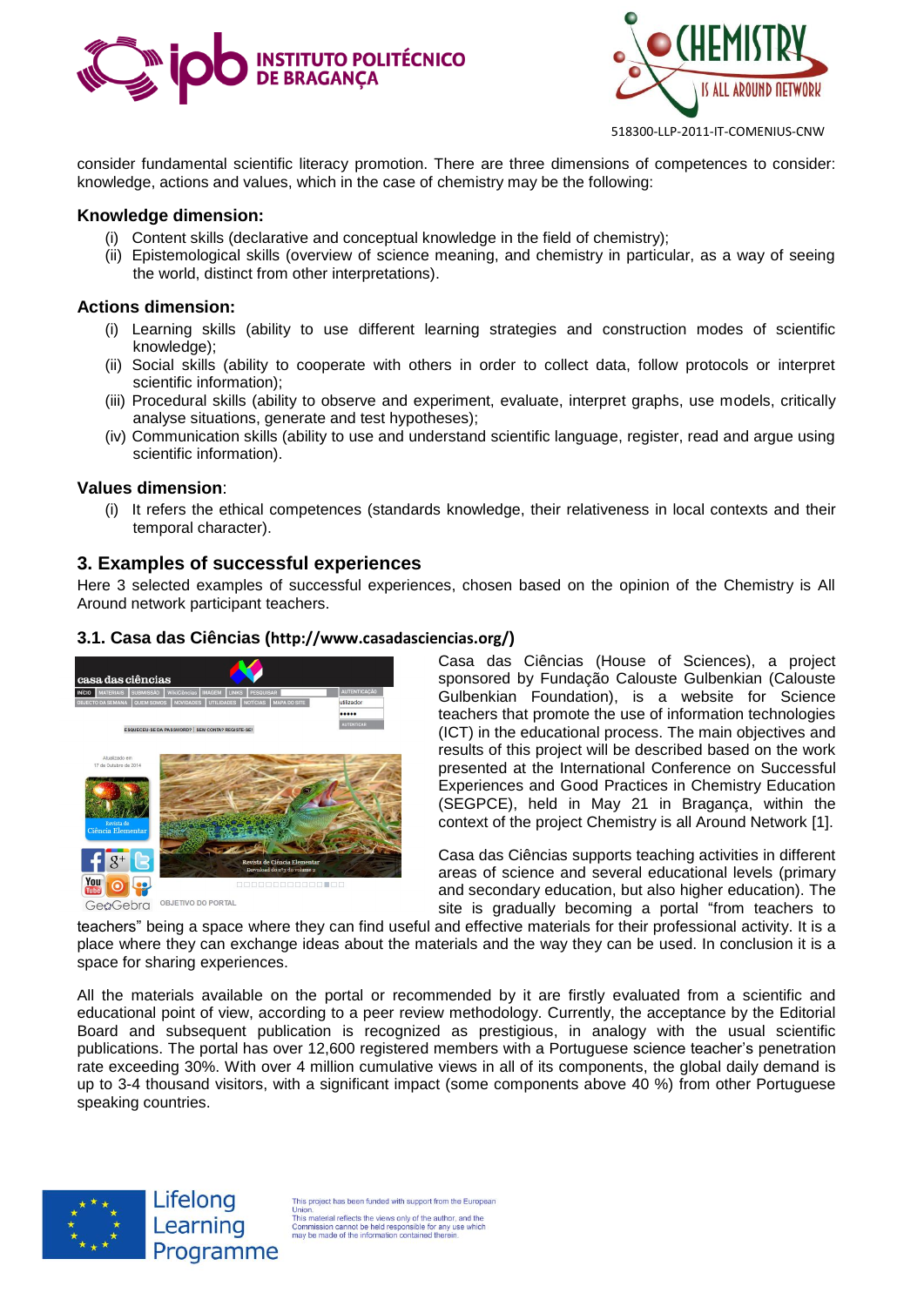consider fundamental scientific literacy promotion. There are three dimensions of competences to consider: knowledge, actions and values, which in the case of chemistry may be the following:

### Knowledge dimension:

- (i) Content skills (declarative and conceptual knowledge in the field of chemistry);
- (ii) Epistemological skills (overview of science meaning, and chemistry in particular, as a way of seeing the world, distinct from other interpretations).

### Actions dimension:

- (i) Learning skills (ability to use different learning strategies and construction modes of scientific knowledge);
- (ii) Social skills (ability to cooperate with others in order to collect data, follow protocols or interpret scientific information);
- (iii) Procedural skills (ability to observe and experiment, evaluate, interpret graphs, use models, critically analyse situations, generate and test hypotheses);
- (iv) Communication skills (ability to use and understand scientific language, register, read and argue using scientific information).

### Values dimension:

- (i) It refers the ethical competences (standards knowledge, their relativeness in local contexts and their temporal character).

## 3. Examples of successful experiences

Here 3 selected examples of successful experiences, chosen based on the opinion of the Chemistry is All Around network participant teachers.

### 3.1. Casa das Ciências (http://www.casadasciencias.org/)

Casa das Ciências (House of Sciences), a project sponsored by Fundação Calouste Gulbenkian (Calouste Gulbenkian Foundation), is a website for Science teachers that promote the use of information technologies (ICT) in the educational process. The main objectives and results of this project will be described based on the work presented at the International Conference on Successful Experiences and Good Practices in Chemistry Education (SEGPCE), held in May 21 in Bragança, within the context of the project Chemistry is all Around Network [1].

Casa das Ciências supports teaching activities in different areas of science and several educational levels (primary and secondary education, but also higher education). The site is gradually becoming a portal "from teachers to teachers" being a space where they can find useful and effective materials for their professional activity. It is a place where they can exchange ideas about the materials and the way they can be used. In conclusion it is a space for sharing experiences.

All the materials available on the portal or recommended by it are firstly evaluated from a scientific and educational point of view, according to a peer review methodology. Currently, the acceptance by the Editorial Board and subsequent publication is recognized as prestigious, in analogy with the usual scientific publications. The portal has over 12,600 registered members with a Portuguese science teacher's penetration rate exceeding 30%. With over 4 million cumulative views in all of its components, the global daily demand is up to 3-4 thousand visitors, with a significant impact (some components above 40 %) from other Portuguese speaking countries.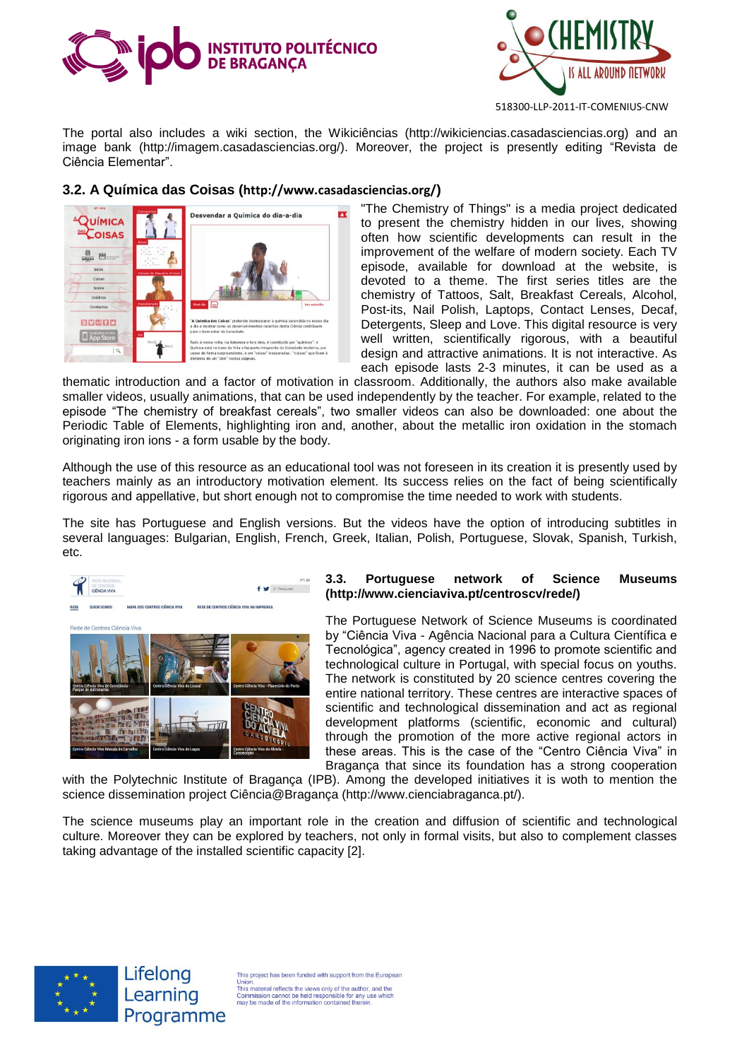The portal also includes a wiki section, the Wikiciências (http://wikiciencias.casadasciencias.org) and an image bank (http://imagem.casadasciencias.org/). Moreover, the project is presently editing "Revista de Ciência Elementar".

### 3.2. A Química das Coisas (http://www.casadasciencias.org/)

"The Chemistry of Things" is a media project dedicated to present the chemistry hidden in our lives, showing often how scientific developments can result in the improvement of the welfare of modern society. Each TV episode, available for download at the website, is devoted to a theme. The first series titles are the chemistry of Tattoos, Salt, Breakfast Cereals, Alcohol, Post-its, Nail Polish, Laptops, Contact Lenses, Decaf, Detergents, Sleep and Love. This digital resource is very well written, scientifically rigorous, with a beautiful design and attractive animations. It is not interactive. As each episode lasts 2-3 minutes, it can be used as a thematic introduction and a factor of motivation in classroom. Additionally, the authors also make available smaller videos, usually animations, that can be used independently by the teacher. For example, related to the episode "The chemistry of breakfast cereals", two smaller videos can also be downloaded: one about the Periodic Table of Elements, highlighting iron and, another, about the metallic iron oxidation in the stomach originating iron ions - a form usable by the body.

Although the use of this resource as an educational tool was not foreseen in its creation it is presently used by teachers mainly as an introductory motivation element. Its success relies on the fact of being scientifically rigorous and appellative, but short enough not to compromise the time needed to work with students.

The site has Portuguese and English versions. But the videos have the option of introducing subtitles in several languages: Bulgarian, English, French, Greek, Italian, Polish, Portuguese, Slovak, Spanish, Turkish, etc.

### 3.3. Portuguese network of Science Museums (http://www.cienciaviva.pt/centroscv/rede/)

The Portuguese Network of Science Museums is coordinated by "Ciência Viva - Agência Nacional para a Cultura Científica e Tecnológica", agency created in 1996 to promote scientific and technological culture in Portugal, with special focus on youths. The network is constituted by 20 science centres covering the entire national territory. These centres are interactive spaces of scientific and technological dissemination and act as regional development platforms (scientific, economic and cultural) through the promotion of the more active regional actors in these areas. This is the case of the "Centro Ciência Viva" in Bragança that since its foundation has a strong cooperation with the Polytechnic Institute of Bragança (IPB). Among the developed initiatives it is woth to mention the science dissemination project Ciência@Bragança (http://www.cienciabraganca.pt/).

The science museums play an important role in the creation and diffusion of scientific and technological culture. Moreover they can be explored by teachers, not only in formal visits, but also to complement classes taking advantage of the installed scientific capacity [2].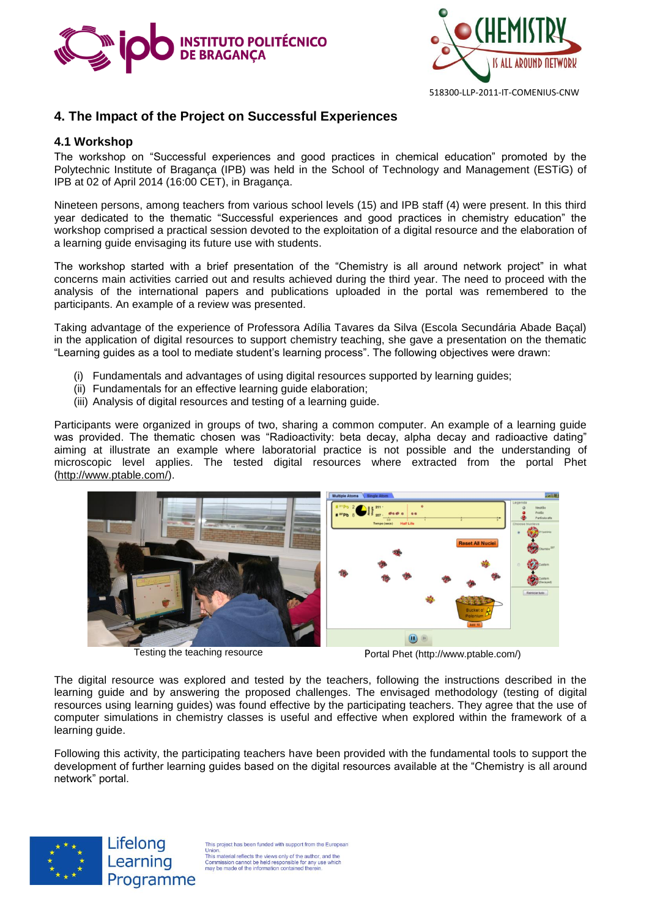## 4. The Impact of the Project on Successful Experiences

### 4.1 Workshop

The workshop on "Successful experiences and good practices in chemical education" promoted by the Polytechnic Institute of Bragança (IPB) was held in the School of Technology and Management (ESTiG) of IPB at 02 of April 2014 (16:00 CET), in Bragança.

Nineteen persons, among teachers from various school levels (15) and IPB staff (4) were present. In this third year dedicated to the thematic "Successful experiences and good practices in chemistry education" the workshop comprised a practical session devoted to the exploitation of a digital resource and the elaboration of a learning guide envisaging its future use with students.

The workshop started with a brief presentation of the "Chemistry is all around network project" in what concerns main activities carried out and results achieved during the third year. The need to proceed with the analysis of the international papers and publications uploaded in the portal was remembered to the participants. An example of a review was presented.

Taking advantage of the experience of Professora Adília Tavares da Silva (Escola Secundária Abade Baçal) in the application of digital resources to support chemistry teaching, she gave a presentation on the thematic "Learning guides as a tool to mediate student's learning process". The following objectives were drawn:

(i) Fundamentals and advantages of using digital resources supported by learning guides;
(ii) Fundamentals for an effective learning guide elaboration;
(iii) Analysis of digital resources and testing of a learning guide.

Participants were organized in groups of two, sharing a common computer. An example of a learning guide was provided. The thematic chosen was "Radioactivity: beta decay, alpha decay and radioactive dating" aiming at illustrate an example where laboratorial practice is not possible and the understanding of microscopic level applies. The tested digital resources where extracted from the portal Phet (http://www.ptable.com/).

Testing the teaching resource

Portal Phet (http://www.ptable.com/)

The digital resource was explored and tested by the teachers, following the instructions described in the learning guide and by answering the proposed challenges. The envisaged methodology (testing of digital resources using learning guides) was found effective by the participating teachers. They agree that the use of computer simulations in chemistry classes is useful and effective when explored within the framework of a learning guide.

Following this activity, the participating teachers have been provided with the fundamental tools to support the development of further learning guides based on the digital resources available at the "Chemistry is all around network" portal.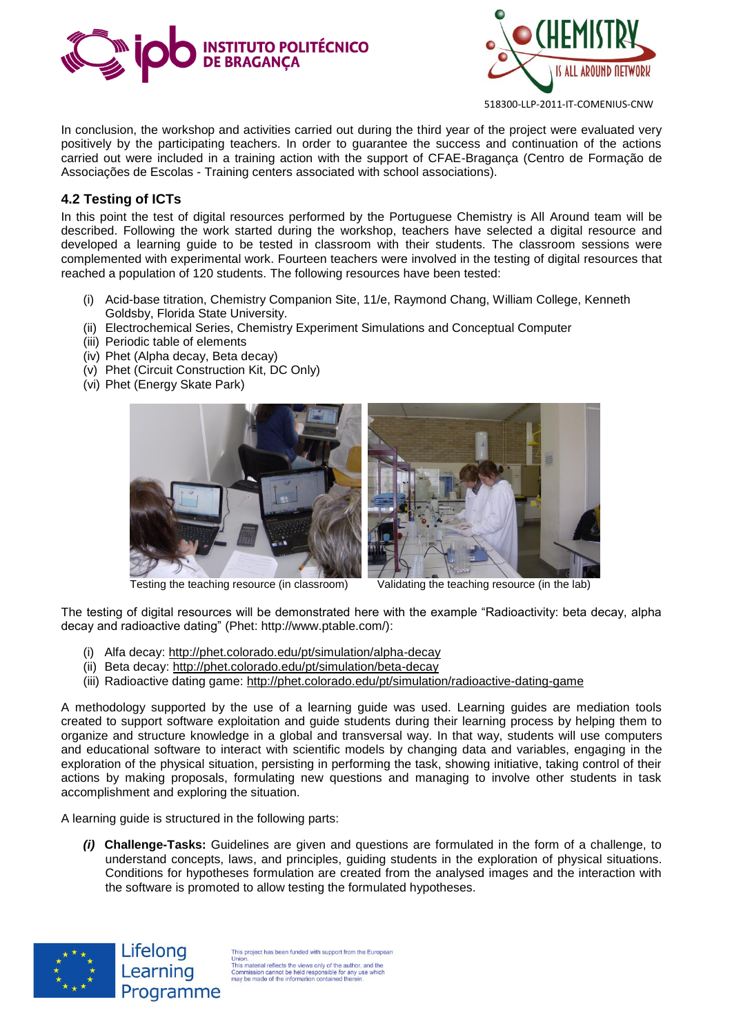In conclusion, the workshop and activities carried out during the third year of the project were evaluated very positively by the participating teachers. In order to guarantee the success and continuation of the actions carried out were included in a training action with the support of CFAE-Bragança (Centro de Formação de Associações de Escolas - Training centers associated with school associations).

## 4.2 Testing of ICTs

In this point the test of digital resources performed by the Portuguese Chemistry is All Around team will be described. Following the work started during the workshop, teachers have selected a digital resource and developed a learning guide to be tested in classroom with their students. The classroom sessions were complemented with experimental work. Fourteen teachers were involved in the testing of digital resources that reached a population of 120 students. The following resources have been tested:

(i) Acid-base titration, Chemistry Companion Site, 11/e, Raymond Chang, William College, Kenneth Goldsby, Florida State University.
(ii) Electrochemical Series, Chemistry Experiment Simulations and Conceptual Computer
(iii) Periodic table of elements
(iv) Phet (Alpha decay, Beta decay)
(v) Phet (Circuit Construction Kit, DC Only)
(vi) Phet (Energy Skate Park)

Testing the teaching resource (in classroom)

Validating the teaching resource (in the lab)

The testing of digital resources will be demonstrated here with the example “Radioactivity: beta decay, alpha decay and radioactive dating” (Phet: http://www.ptable.com/):

(i) Alfa decay: http://phet.colorado.edu/pt/simulation/alpha-decay
(ii) Beta decay: http://phet.colorado.edu/pt/simulation/beta-decay
(iii) Radioactive dating game: http://phet.colorado.edu/pt/simulation/radioactive-dating-game

A methodology supported by the use of a learning guide was used. Learning guides are mediation tools created to support software exploitation and guide students during their learning process by helping them to organize and structure knowledge in a global and transversal way. In that way, students will use computers and educational software to interact with scientific models by changing data and variables, engaging in the exploration of the physical situation, persisting in performing the task, showing initiative, taking control of their actions by making proposals, formulating new questions and managing to involve other students in task accomplishment and exploring the situation.

A learning guide is structured in the following parts:

***(i)*** **Challenge-Tasks:** Guidelines are given and questions are formulated in the form of a challenge, to understand concepts, laws, and principles, guiding students in the exploration of physical situations. Conditions for hypotheses formulation are created from the analysed images and the interaction with the software is promoted to allow testing the formulated hypotheses.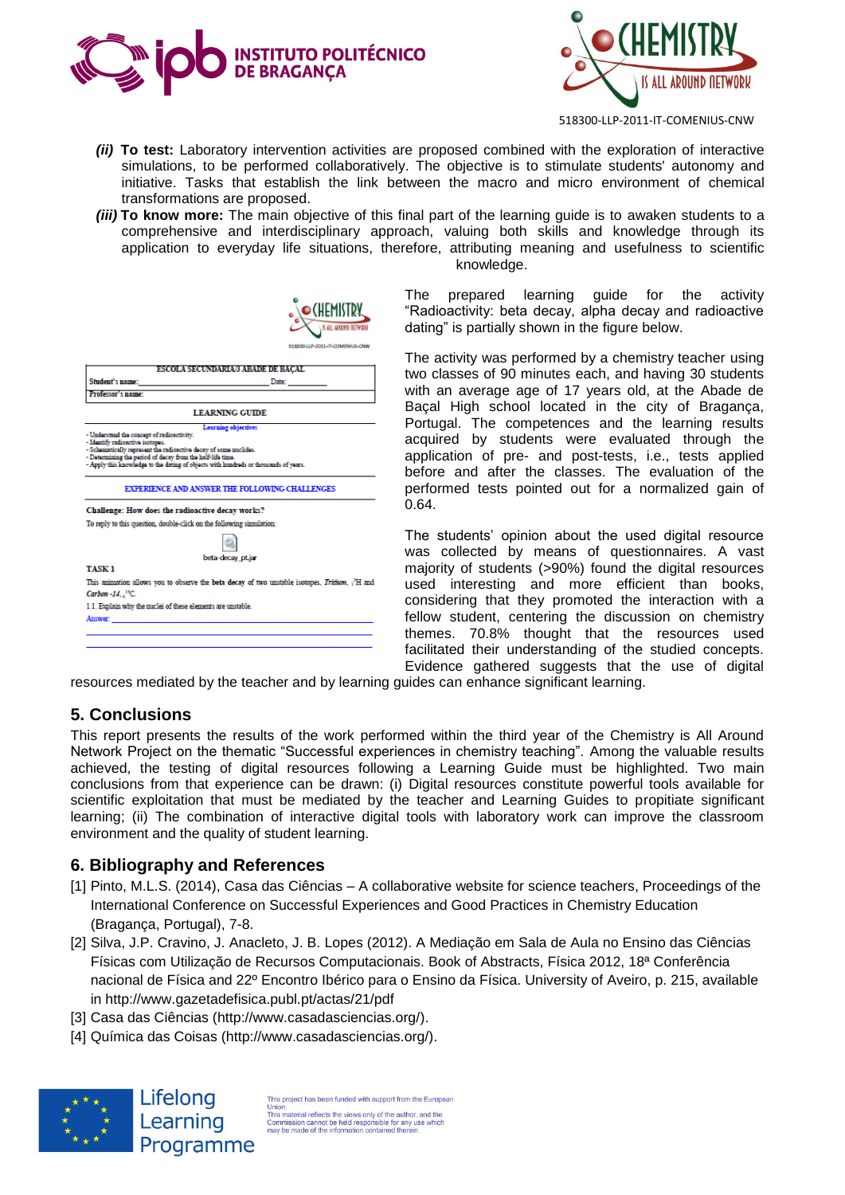(ii) **To test:** Laboratory intervention activities are proposed combined with the exploration of interactive simulations, to be performed collaboratively. The objective is to stimulate students' autonomy and initiative. Tasks that establish the link between the macro and micro environment of chemical transformations are proposed.

(iii) **To know more:** The main objective of this final part of the learning guide is to awaken students to a comprehensive and interdisciplinary approach, valuing both skills and knowledge through its application to everyday life situations, therefore, attributing meaning and usefulness to scientific knowledge.

ESCOLA SECUNDÁRIA/3 ABADE DE BAÇAL

Student's name: ______ Date: ______

Professor's name:

LEARNING GUIDE

Learning objectives

- Understand the concept of radioactivity.
- Identify radioactive isotopes.
- Schematically represent the radioactive decay of some nuclides.
- Determining the period of decay from the half-life time.
- Apply this knowledge to the dating of objects with hundreds or thousands of years.

EXPERIENCE AND ANSWER THE FOLLOWING CHALLENGES

Challenge: How does the radioactive decay works?

To reply to this question, double-click on the following simulation:

beta-decay_pt.jar

TASK 1

This animation allows you to observe the **beta decay** of two unstable isotopes, *Tritium*, $_{1}^{3}H$ and *Carbon -14*, $_{6}^{14}C$.

1.1. Explain why the nuclei of these elements are unstable.

Answer: ______

The prepared learning guide for the activity "Radioactivity: beta decay, alpha decay and radioactive dating" is partially shown in the figure below.

The activity was performed by a chemistry teacher using two classes of 90 minutes each, and having 30 students with an average age of 17 years old, at the Abade de Baçal High school located in the city of Bragança, Portugal. The competences and the learning results acquired by students were evaluated through the application of pre- and post-tests, i.e., tests applied before and after the classes. The evaluation of the performed tests pointed out for a normalized gain of 0.64.

The students' opinion about the used digital resource was collected by means of questionnaires. A vast majority of students (>90%) found the digital resources used interesting and more efficient than books, considering that they promoted the interaction with a fellow student, centering the discussion on chemistry themes. 70.8% thought that the resources used facilitated their understanding of the studied concepts. Evidence gathered suggests that the use of digital resources mediated by the teacher and by learning guides can enhance significant learning.

## 5. Conclusions

This report presents the results of the work performed within the third year of the Chemistry is All Around Network Project on the thematic "Successful experiences in chemistry teaching". Among the valuable results achieved, the testing of digital resources following a Learning Guide must be highlighted. Two main conclusions from that experience can be drawn: (i) Digital resources constitute powerful tools available for scientific exploitation that must be mediated by the teacher and Learning Guides to propitiate significant learning; (ii) The combination of interactive digital tools with laboratory work can improve the classroom environment and the quality of student learning.

## 6. Bibliography and References

[1] Pinto, M.L.S. (2014), Casa das Ciências – A collaborative website for science teachers, Proceedings of the International Conference on Successful Experiences and Good Practices in Chemistry Education (Bragança, Portugal), 7-8.

[2] Silva, J.P. Cravino, J. Anacleto, J. B. Lopes (2012). A Mediação em Sala de Aula no Ensino das Ciências Físicas com Utilização de Recursos Computacionais. Book of Abstracts, Física 2012, 18ª Conferência nacional de Física and 22º Encontro Ibérico para o Ensino da Física. University of Aveiro, p. 215, available in http://www.gazetadefisica.publ.pt/actas/21/pdf

[3] Casa das Ciências (http://www.casadasciencias.org/).

[4] Química das Coisas (http://www.casadasciencias.org/).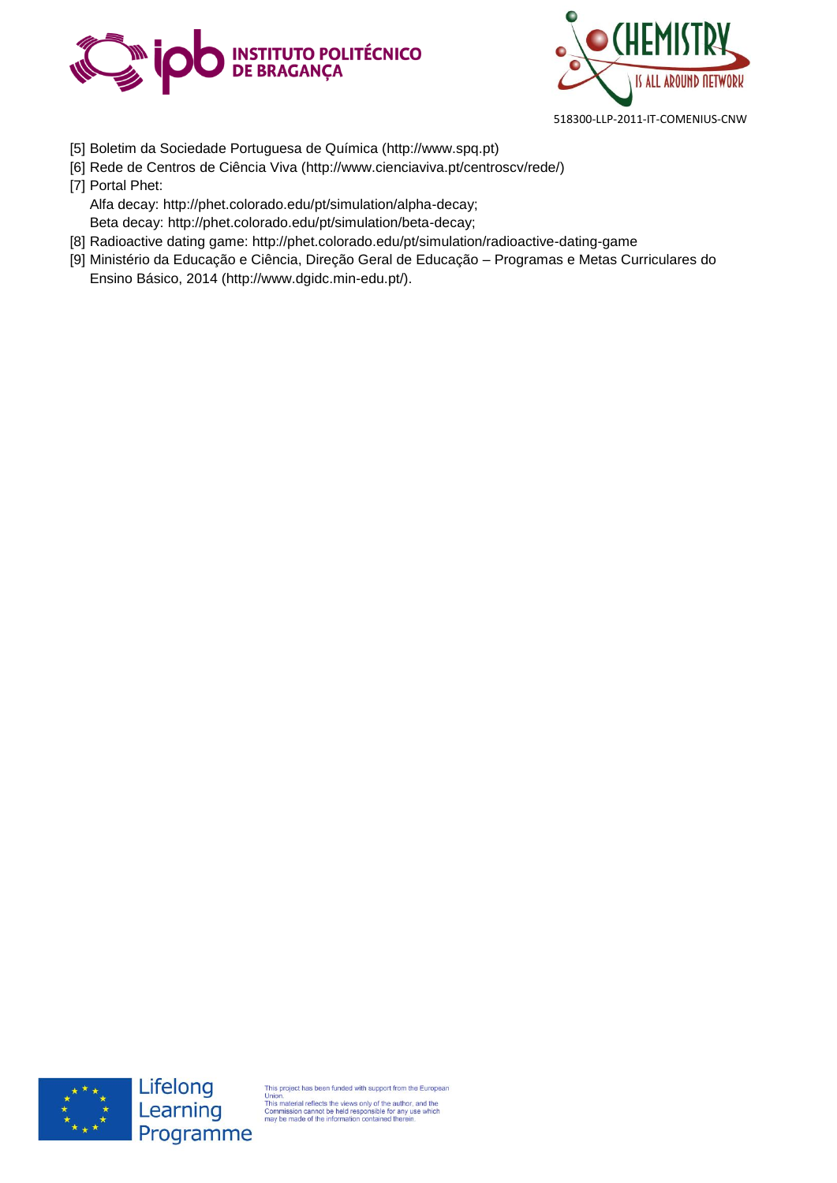[5] Boletim da Sociedade Portuguesa de Química (http://www.spq.pt)

[6] Rede de Centros de Ciência Viva (http://www.cienciaviva.pt/centroscv/rede/)

[7] Portal Phet:
Alfa decay: http://phet.colorado.edu/pt/simulation/alpha-decay;
Beta decay: http://phet.colorado.edu/pt/simulation/beta-decay;

[8] Radioactive dating game: http://phet.colorado.edu/pt/simulation/radioactive-dating-game

[9] Ministério da Educação e Ciência, Direção Geral de Educação – Programas e Metas Curriculares do Ensino Básico, 2014 (http://www.dgidc.min-edu.pt/).